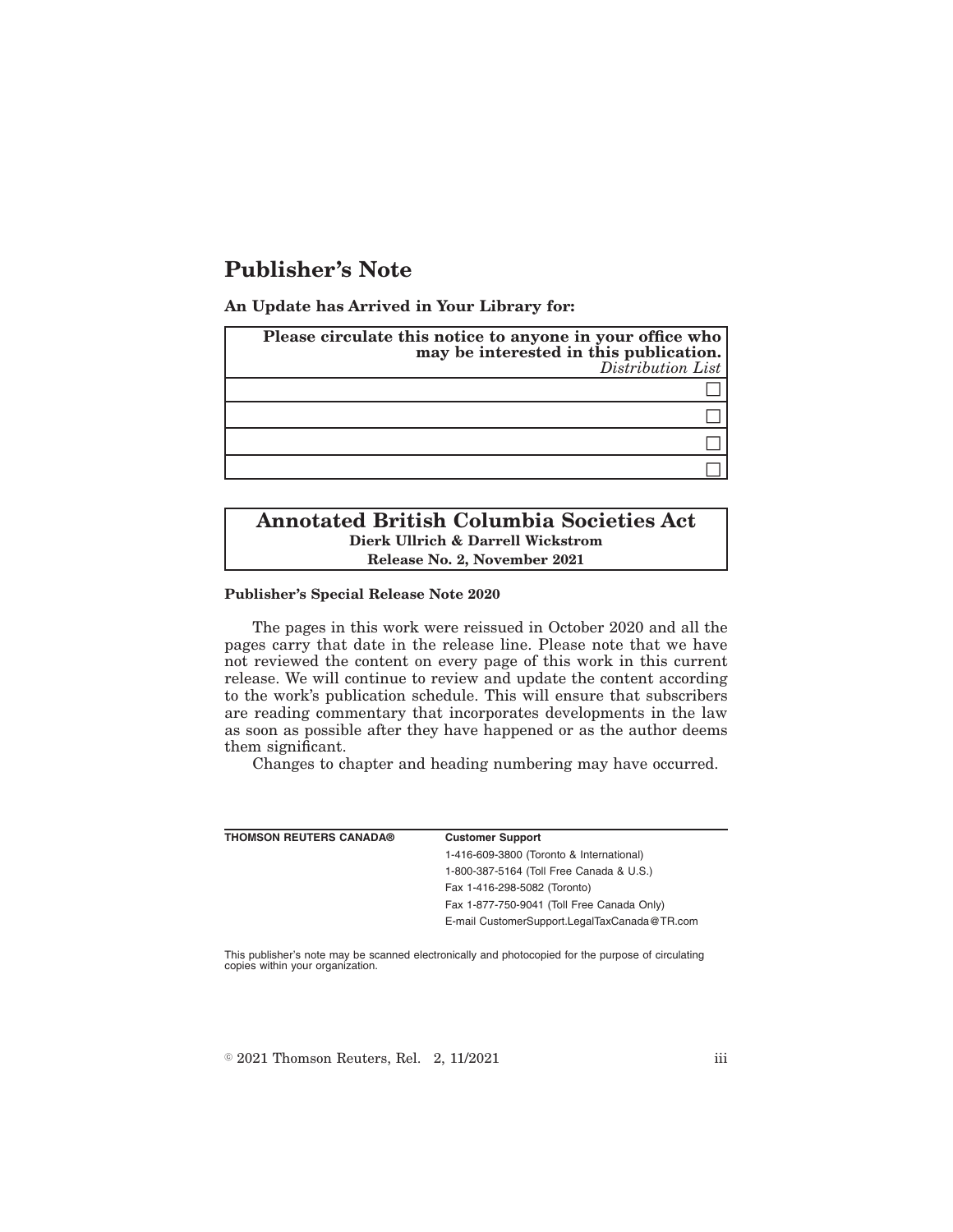# Publisher's Note

**An Update has Arrived in Your Library for:**

| **Please circulate this notice to anyone in your office who may be interested in this publication.** *Distribution List* |
|---|
| ☐ |
| ☐ |
| ☐ |
| ☐ |

## Annotated British Columbia Societies Act

**Dierk Ullrich & Darrell Wickstrom**

**Release No. 2, November 2021**

**Publisher's Special Release Note 2020**

The pages in this work were reissued in October 2020 and all the pages carry that date in the release line. Please note that we have not reviewed the content on every page of this work in this current release. We will continue to review and update the content according to the work's publication schedule. This will ensure that subscribers are reading commentary that incorporates developments in the law as soon as possible after they have happened or as the author deems them significant.

Changes to chapter and heading numbering may have occurred.

| **THOMSON REUTERS CANADA®** | **Customer Support** |
|---|---|
| | 1-416-609-3800 (Toronto & International) |
| | 1-800-387-5164 (Toll Free Canada & U.S.) |
| | Fax 1-416-298-5082 (Toronto) |
| | Fax 1-877-750-9041 (Toll Free Canada Only) |
| | E-mail CustomerSupport.LegalTaxCanada@TR.com |

This publisher's note may be scanned electronically and photocopied for the purpose of circulating copies within your organization.

© 2021 Thomson Reuters, Rel. 2, 11/2021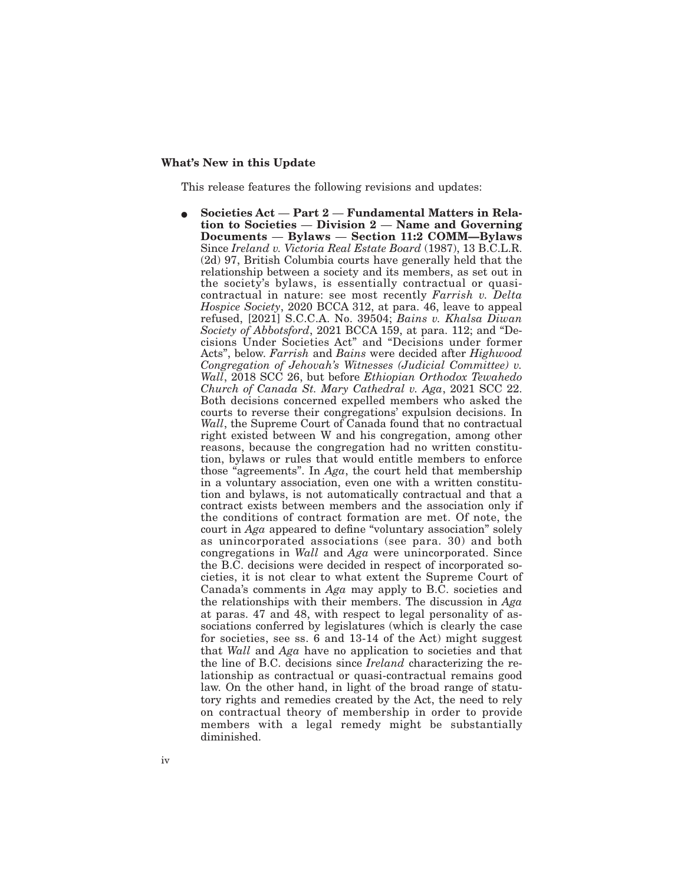**What's New in this Update**

This release features the following revisions and updates:

- **Societies Act — Part 2 — Fundamental Matters in Relation to Societies — Division 2 — Name and Governing Documents — Bylaws — Section 11:2 COMM—Bylaws** Since *Ireland v. Victoria Real Estate Board* (1987), 13 B.C.L.R. (2d) 97, British Columbia courts have generally held that the relationship between a society and its members, as set out in the society's bylaws, is essentially contractual or quasi-contractual in nature: see most recently *Farrish v. Delta Hospice Society*, 2020 BCCA 312, at para. 46, leave to appeal refused, [2021] S.C.C.A. No. 39504; *Bains v. Khalsa Diwan Society of Abbotsford*, 2021 BCCA 159, at para. 112; and "Decisions Under Societies Act" and "Decisions under former Acts", below. *Farrish* and *Bains* were decided after *Highwood Congregation of Jehovah's Witnesses (Judicial Committee) v. Wall*, 2018 SCC 26, but before *Ethiopian Orthodox Tewahedo Church of Canada St. Mary Cathedral v. Aga*, 2021 SCC 22. Both decisions concerned expelled members who asked the courts to reverse their congregations' expulsion decisions. In *Wall*, the Supreme Court of Canada found that no contractual right existed between W and his congregation, among other reasons, because the congregation had no written constitution, bylaws or rules that would entitle members to enforce those "agreements". In *Aga*, the court held that membership in a voluntary association, even one with a written constitution and bylaws, is not automatically contractual and that a contract exists between members and the association only if the conditions of contract formation are met. Of note, the court in *Aga* appeared to define "voluntary association" solely as unincorporated associations (see para. 30) and both congregations in *Wall* and *Aga* were unincorporated. Since the B.C. decisions were decided in respect of incorporated societies, it is not clear to what extent the Supreme Court of Canada's comments in *Aga* may apply to B.C. societies and the relationships with their members. The discussion in *Aga* at paras. 47 and 48, with respect to legal personality of associations conferred by legislatures (which is clearly the case for societies, see ss. 6 and 13-14 of the Act) might suggest that *Wall* and *Aga* have no application to societies and that the line of B.C. decisions since *Ireland* characterizing the relationship as contractual or quasi-contractual remains good law. On the other hand, in light of the broad range of statutory rights and remedies created by the Act, the need to rely on contractual theory of membership in order to provide members with a legal remedy might be substantially diminished.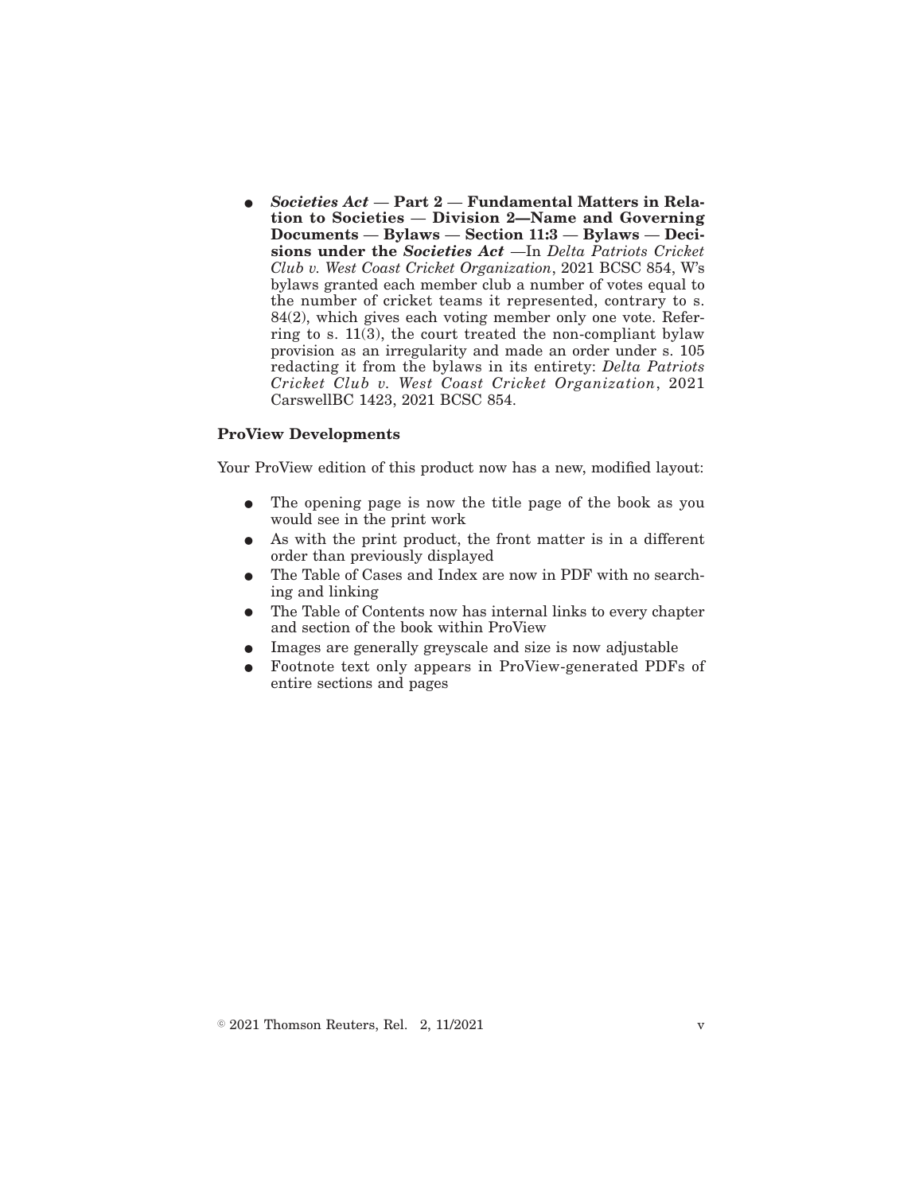- ***Societies Act* — Part 2 — Fundamental Matters in Relation to Societies — Division 2—Name and Governing Documents — Bylaws — Section 11:3 — Bylaws — Decisions under the *Societies Act*** —In *Delta Patriots Cricket Club v. West Coast Cricket Organization*, 2021 BCSC 854, W's bylaws granted each member club a number of votes equal to the number of cricket teams it represented, contrary to s. 84(2), which gives each voting member only one vote. Referring to s. 11(3), the court treated the non-compliant bylaw provision as an irregularity and made an order under s. 105 redacting it from the bylaws in its entirety: *Delta Patriots Cricket Club v. West Coast Cricket Organization*, 2021 CarswellBC 1423, 2021 BCSC 854.

**ProView Developments**

Your ProView edition of this product now has a new, modified layout:

- The opening page is now the title page of the book as you would see in the print work
- As with the print product, the front matter is in a different order than previously displayed
- The Table of Cases and Index are now in PDF with no searching and linking
- The Table of Contents now has internal links to every chapter and section of the book within ProView
- Images are generally greyscale and size is now adjustable
- Footnote text only appears in ProView-generated PDFs of entire sections and pages

© 2021 Thomson Reuters, Rel. 2, 11/2021